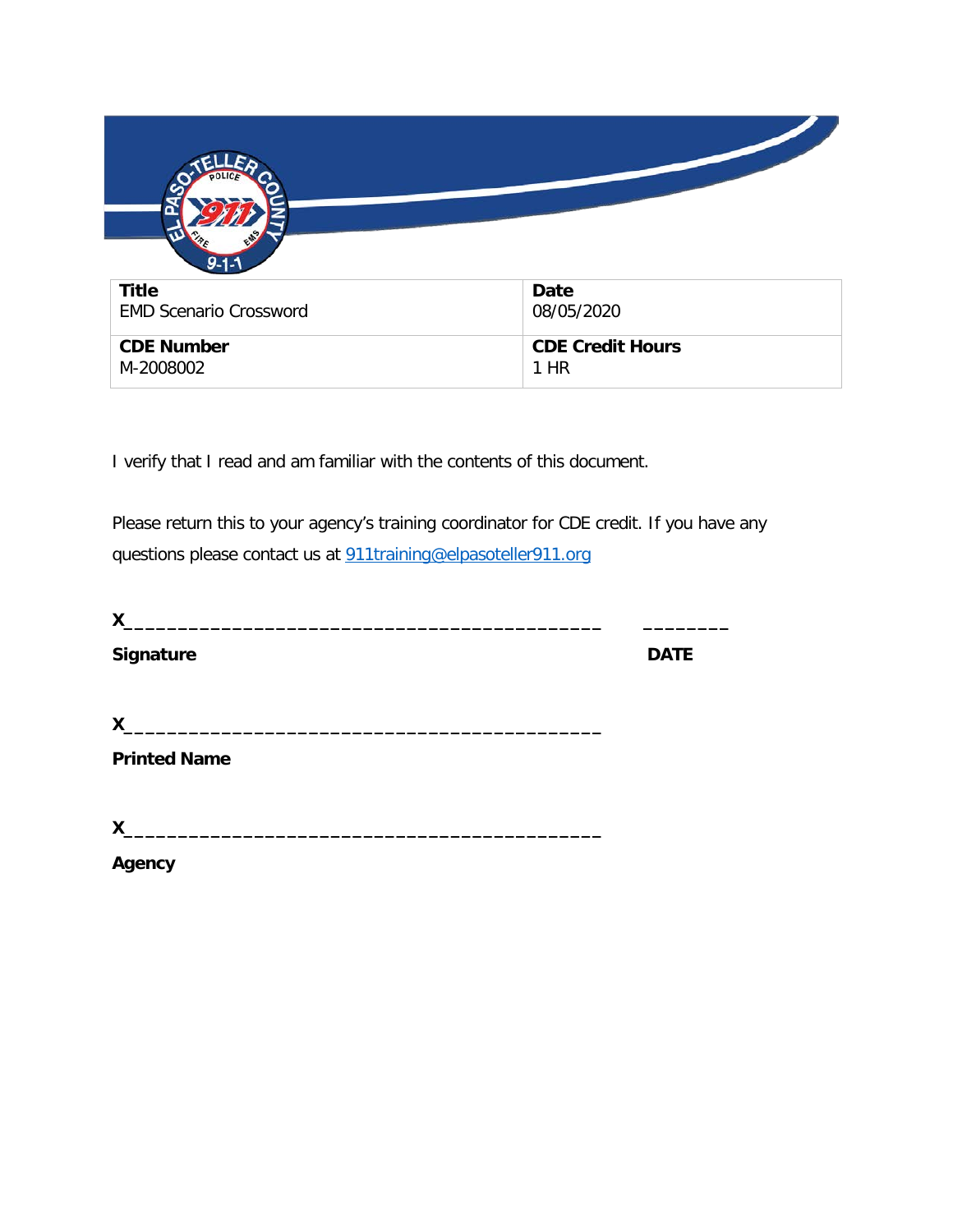| Title | Date |
| --- | --- |
| EMD Scenario Crossword | 08/05/2020 |
| **CDE Number** | **CDE Credit Hours** |
| M-2008002 | 1 HR |

I verify that I read and am familiar with the contents of this document.

Please return this to your agency's training coordinator for CDE credit. If you have any questions please contact us at 911training@elpasoteller911.org

**X**__________________________________________ ________

**Signature** **DATE**

**X**__________________________________________

**Printed Name**

**X**__________________________________________

**Agency**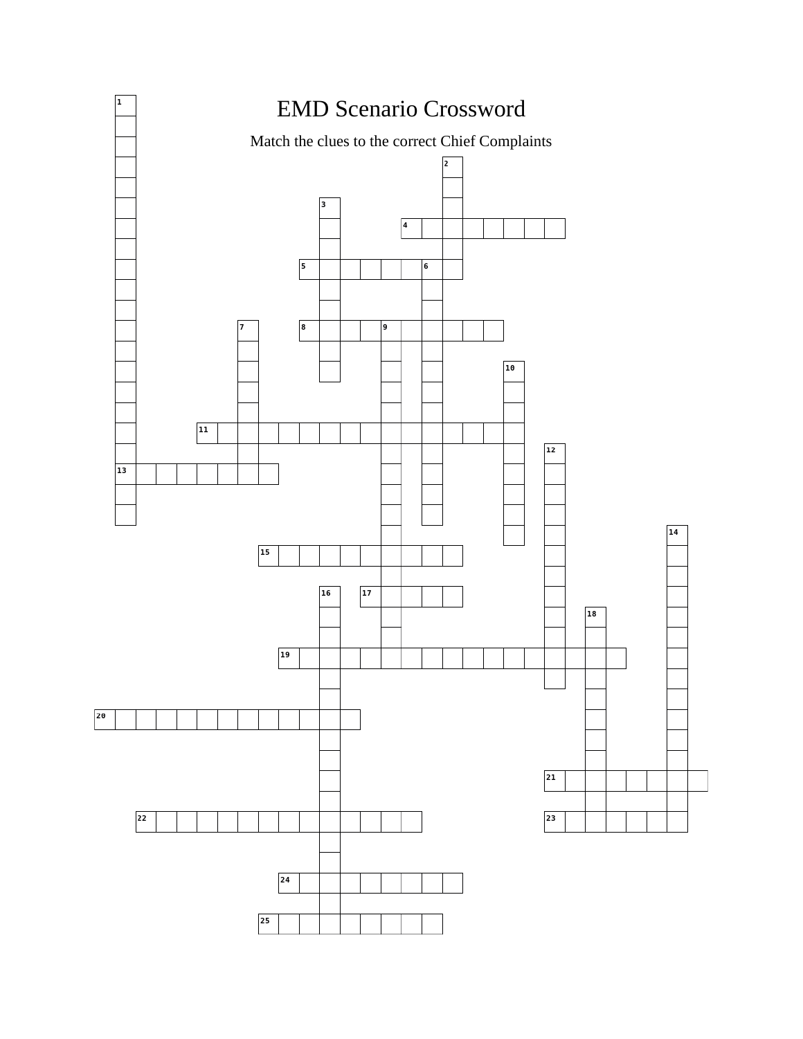# EMD Scenario Crossword

Match the clues to the correct Chief Complaints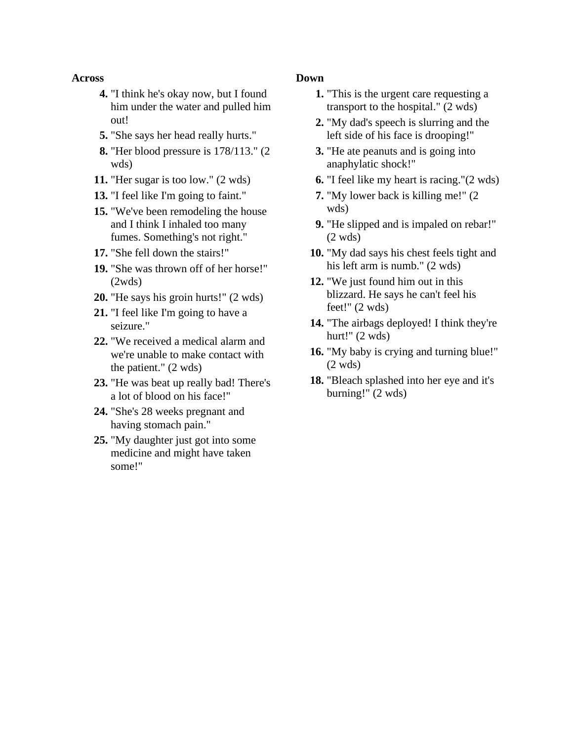**Across**

4. "I think he's okay now, but I found him under the water and pulled him out!
5. "She says her head really hurts."
8. "Her blood pressure is 178/113." (2 wds)
11. "Her sugar is too low." (2 wds)
13. "I feel like I'm going to faint."
15. "We've been remodeling the house and I think I inhaled too many fumes. Something's not right."
17. "She fell down the stairs!"
19. "She was thrown off of her horse!" (2wds)
20. "He says his groin hurts!" (2 wds)
21. "I feel like I'm going to have a seizure."
22. "We received a medical alarm and we're unable to make contact with the patient." (2 wds)
23. "He was beat up really bad! There's a lot of blood on his face!"
24. "She's 28 weeks pregnant and having stomach pain."
25. "My daughter just got into some medicine and might have taken some!"

**Down**

1. "This is the urgent care requesting a transport to the hospital." (2 wds)
2. "My dad's speech is slurring and the left side of his face is drooping!"
3. "He ate peanuts and is going into anaphylatic shock!"
6. "I feel like my heart is racing."(2 wds)
7. "My lower back is killing me!" (2 wds)
9. "He slipped and is impaled on rebar!" (2 wds)
10. "My dad says his chest feels tight and his left arm is numb." (2 wds)
12. "We just found him out in this blizzard. He says he can't feel his feet!" (2 wds)
14. "The airbags deployed! I think they're hurt!" (2 wds)
16. "My baby is crying and turning blue!" (2 wds)
18. "Bleach splashed into her eye and it's burning!" (2 wds)